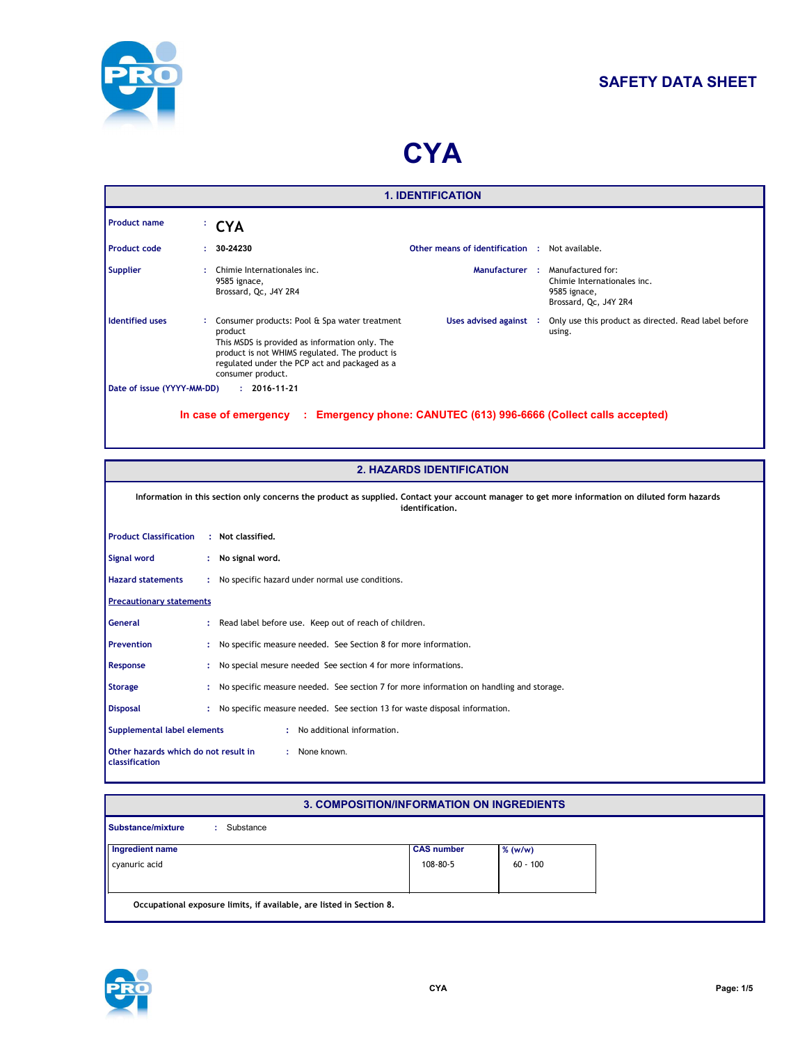# SAFETY DATA SHEET

# CYA

## 1. IDENTIFICATION

**Product name** : **CYA**

**Product code** : **30-24230**

**Other means of identification** : Not available.

**Supplier** : Chimie Internationales inc.
9585 ignace,
Brossard, Qc, J4Y 2R4

**Manufacturer** : Manufactured for:
Chimie Internationales inc.
9585 ignace,
Brossard, Qc, J4Y 2R4

**Identified uses** : Consumer products: Pool & Spa water treatment product
This MSDS is provided as information only. The product is not WHIMS regulated. The product is regulated under the PCP act and packaged as a consumer product.

**Uses advised against** : Only use this product as directed. Read label before using.

**Date of issue (YYYY-MM-DD)** : **2016-11-21**

**In case of emergency : Emergency phone: CANUTEC (613) 996-6666 (Collect calls accepted)**

## 2. HAZARDS IDENTIFICATION

**Information in this section only concerns the product as supplied. Contact your account manager to get more information on diluted form hazards identification.**

**Product Classification** : **Not classified.**

**Signal word** : **No signal word.**

**Hazard statements** : No specific hazard under normal use conditions.

**Precautionary statements**

**General** : Read label before use. Keep out of reach of children.

**Prevention** : No specific measure needed. See Section 8 for more information.

**Response** : No special mesure needed See section 4 for more informations.

**Storage** : No specific measure needed. See section 7 for more information on handling and storage.

**Disposal** : No specific measure needed. See section 13 for waste disposal information.

**Supplemental label elements** : No additional information.

**Other hazards which do not result in classification** : None known.

## 3. COMPOSITION/INFORMATION ON INGREDIENTS

**Substance/mixture** : Substance

| Ingredient name | CAS number | % (w/w) |
|---|---|---|
| cyanuric acid | 108-80-5 | 60 - 100 |

**Occupational exposure limits, if available, are listed in Section 8.**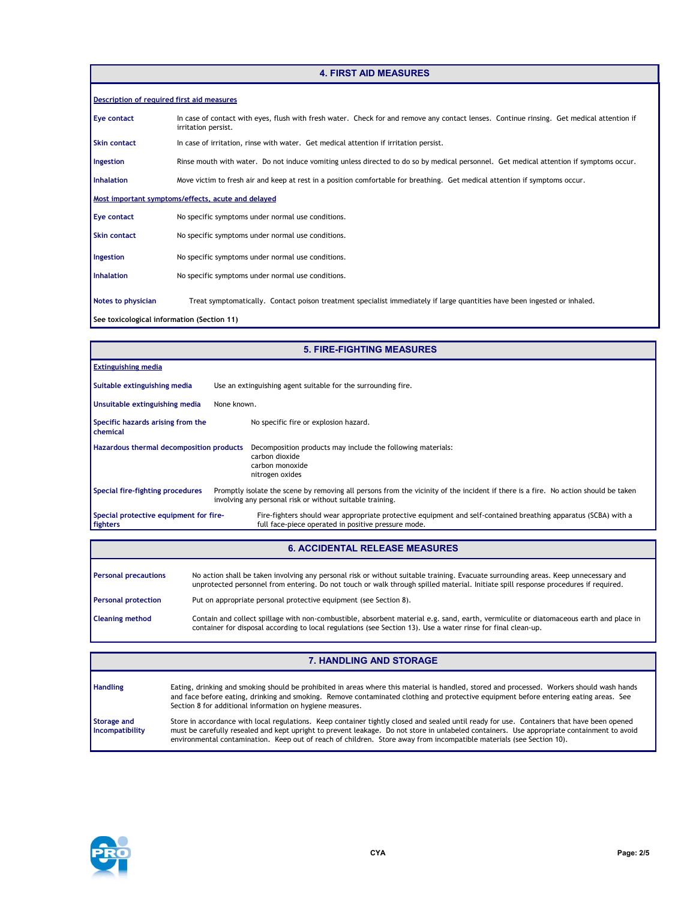## 4. FIRST AID MEASURES

**Description of required first aid measures**

**Eye contact** In case of contact with eyes, flush with fresh water. Check for and remove any contact lenses. Continue rinsing. Get medical attention if irritation persist.

**Skin contact** In case of irritation, rinse with water. Get medical attention if irritation persist.

**Ingestion** Rinse mouth with water. Do not induce vomiting unless directed to do so by medical personnel. Get medical attention if symptoms occur.

**Inhalation** Move victim to fresh air and keep at rest in a position comfortable for breathing. Get medical attention if symptoms occur.

**Most important symptoms/effects, acute and delayed**

**Eye contact** No specific symptoms under normal use conditions.

**Skin contact** No specific symptoms under normal use conditions.

**Ingestion** No specific symptoms under normal use conditions.

**Inhalation** No specific symptoms under normal use conditions.

**Notes to physician** Treat symptomatically. Contact poison treatment specialist immediately if large quantities have been ingested or inhaled.

**See toxicological information (Section 11)**

## 5. FIRE-FIGHTING MEASURES

**Extinguishing media**

**Suitable extinguishing media** Use an extinguishing agent suitable for the surrounding fire.

**Unsuitable extinguishing media** None known.

**Specific hazards arising from the chemical** No specific fire or explosion hazard.

**Hazardous thermal decomposition products** Decomposition products may include the following materials:
carbon dioxide
carbon monoxide
nitrogen oxides

**Special fire-fighting procedures** Promptly isolate the scene by removing all persons from the vicinity of the incident if there is a fire. No action should be taken involving any personal risk or without suitable training.

**Special protective equipment for fire-fighters** Fire-fighters should wear appropriate protective equipment and self-contained breathing apparatus (SCBA) with a full face-piece operated in positive pressure mode.

## 6. ACCIDENTAL RELEASE MEASURES

**Personal precautions** No action shall be taken involving any personal risk or without suitable training. Evacuate surrounding areas. Keep unnecessary and unprotected personnel from entering. Do not touch or walk through spilled material. Initiate spill response procedures if required.

**Personal protection** Put on appropriate personal protective equipment (see Section 8).

**Cleaning method** Contain and collect spillage with non-combustible, absorbent material e.g. sand, earth, vermiculite or diatomaceous earth and place in container for disposal according to local regulations (see Section 13). Use a water rinse for final clean-up.

## 7. HANDLING AND STORAGE

**Handling** Eating, drinking and smoking should be prohibited in areas where this material is handled, stored and processed. Workers should wash hands and face before eating, drinking and smoking. Remove contaminated clothing and protective equipment before entering eating areas. See Section 8 for additional information on hygiene measures.

**Storage and Incompatibility** Store in accordance with local regulations. Keep container tightly closed and sealed until ready for use. Containers that have been opened must be carefully resealed and kept upright to prevent leakage. Do not store in unlabeled containers. Use appropriate containment to avoid environmental contamination. Keep out of reach of children. Store away from incompatible materials (see Section 10).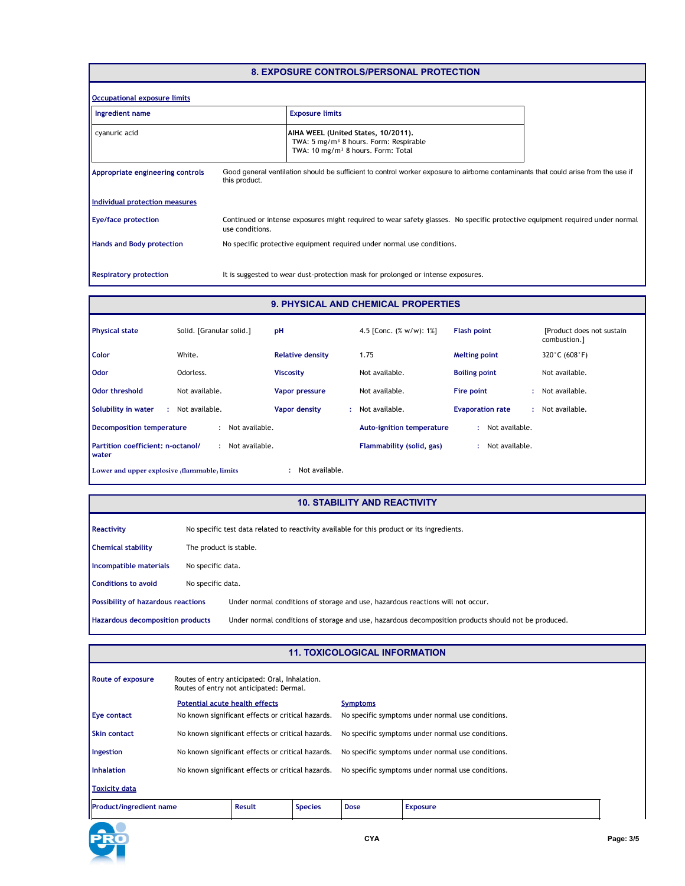## 8. EXPOSURE CONTROLS/PERSONAL PROTECTION

**Occupational exposure limits**

| Ingredient name | Exposure limits |
|---|---|
| cyanuric acid | **AIHA WEEL (United States, 10/2011).** TWA: 5 mg/m³ 8 hours. Form: Respirable TWA: 10 mg/m³ 8 hours. Form: Total |

**Appropriate engineering controls** Good general ventilation should be sufficient to control worker exposure to airborne contaminants that could arise from the use if this product.

**Individual protection measures**

**Eye/face protection** Continued or intense exposures might required to wear safety glasses. No specific protective equipment required under normal use conditions.

**Hands and Body protection** No specific protective equipment required under normal use conditions.

**Respiratory protection** It is suggested to wear dust-protection mask for prolonged or intense exposures.

## 9. PHYSICAL AND CHEMICAL PROPERTIES

| | | | | | |
|---|---|---|---|---|---|
| **Physical state** | Solid. [Granular solid.] | **pH** | 4.5 [Conc. (% w/w): 1%] | **Flash point** | [Product does not sustain combustion.] |
| **Color** | White. | **Relative density** | 1.75 | **Melting point** | 320°C (608°F) |
| **Odor** | Odorless. | **Viscosity** | Not available. | **Boiling point** | Not available. |
| **Odor threshold** | Not available. | **Vapor pressure** | Not available. | **Fire point** | Not available. |
| **Solubility in water** | Not available. | **Vapor density** | Not available. | **Evaporation rate** | Not available. |

**Decomposition temperature** : Not available.

**Auto-ignition temperature** : Not available.

**Partition coefficient: n-octanol/water** : Not available.

**Flammability (solid, gas)** : Not available.

**Lower and upper explosive (flammable) limits** : Not available.

## 10. STABILITY AND REACTIVITY

**Reactivity** No specific test data related to reactivity available for this product or its ingredients.

**Chemical stability** The product is stable.

**Incompatible materials** No specific data.

**Conditions to avoid** No specific data.

**Possibility of hazardous reactions** Under normal conditions of storage and use, hazardous reactions will not occur.

**Hazardous decomposition products** Under normal conditions of storage and use, hazardous decomposition products should not be produced.

## 11. TOXICOLOGICAL INFORMATION

**Route of exposure** Routes of entry anticipated: Oral, Inhalation.
Routes of entry not anticipated: Dermal.

| | Potential acute health effects | Symptoms |
|---|---|---|
| **Eye contact** | No known significant effects or critical hazards. | No specific symptoms under normal use conditions. |
| **Skin contact** | No known significant effects or critical hazards. | No specific symptoms under normal use conditions. |
| **Ingestion** | No known significant effects or critical hazards. | No specific symptoms under normal use conditions. |
| **Inhalation** | No known significant effects or critical hazards. | No specific symptoms under normal use conditions. |

**Toxicity data**

| Product/ingredient name | Result | Species | Dose | Exposure |
|---|---|---|---|---|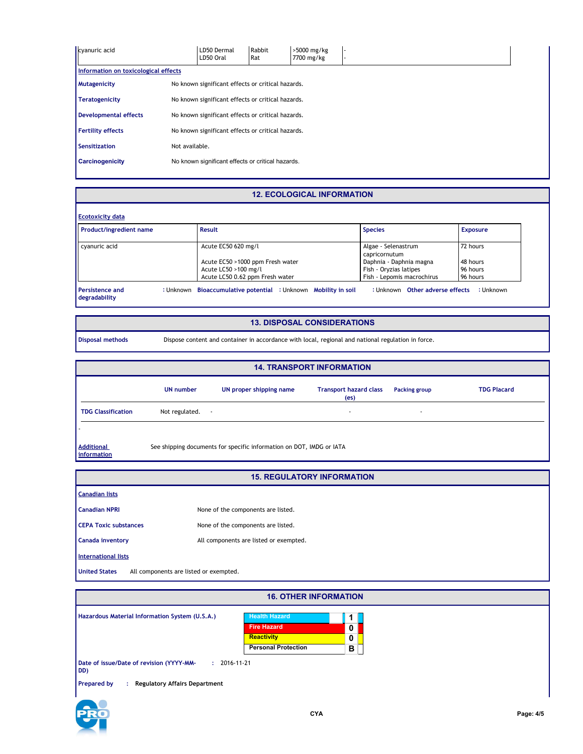| cyanuric acid | LD50 Dermal<br>LD50 Oral | Rabbit<br>Rat | >5000 mg/kg<br>7700 mg/kg | -<br>- |
|---|---|---|---|---|

**Information on toxicological effects**

| | |
|---|---|
| **Mutagenicity** | No known significant effects or critical hazards. |
| **Teratogenicity** | No known significant effects or critical hazards. |
| **Developmental effects** | No known significant effects or critical hazards. |
| **Fertility effects** | No known significant effects or critical hazards. |
| **Sensitization** | Not available. |
| **Carcinogenicity** | No known significant effects or critical hazards. |

## 12. ECOLOGICAL INFORMATION

**Ecotoxicity data**

| Product/ingredient name | Result | Species | Exposure |
|---|---|---|---|
| cyanuric acid | Acute EC50 620 mg/l | Algae - Selenastrum capricornutum | 72 hours |
| | Acute EC50 >1000 ppm Fresh water | Daphnia - Daphnia magna | 48 hours |
| | Acute LC50 >100 mg/l | Fish - Oryzias latipes | 96 hours |
| | Acute LC50 0.62 ppm Fresh water | Fish - Lepomis macrochirus | 96 hours |

**Persistence and degradability** : Unknown **Bioaccumulative potential** : Unknown **Mobility in soil** : Unknown **Other adverse effects** : Unknown

## 13. DISPOSAL CONSIDERATIONS

**Disposal methods** Dispose content and container in accordance with local, regional and national regulation in force.

## 14. TRANSPORT INFORMATION

| | UN number | UN proper shipping name | Transport hazard class (es) | Packing group | TDG Placard |
|---|---|---|---|---|---|
| **TDG Classification** | Not regulated. | - | - | - | |

-

**Additional information** See shipping documents for specific information on DOT, IMDG or IATA

## 15. REGULATORY INFORMATION

**Canadian lists**

| | |
|---|---|
| **Canadian NPRI** | None of the components are listed. |
| **CEPA Toxic substances** | None of the components are listed. |
| **Canada inventory** | All components are listed or exempted. |

**International lists**

**United States** All components are listed or exempted.

## 16. OTHER INFORMATION

**Hazardous Material Information System (U.S.A.)**

| | |
|---|---|
| Health Hazard | 1 |
| Fire Hazard | 0 |
| Reactivity | 0 |
| Personal Protection | B |

**Date of issue/Date of revision (YYYY-MM-DD)** : 2016-11-21

**Prepared by** : **Regulatory Affairs Department**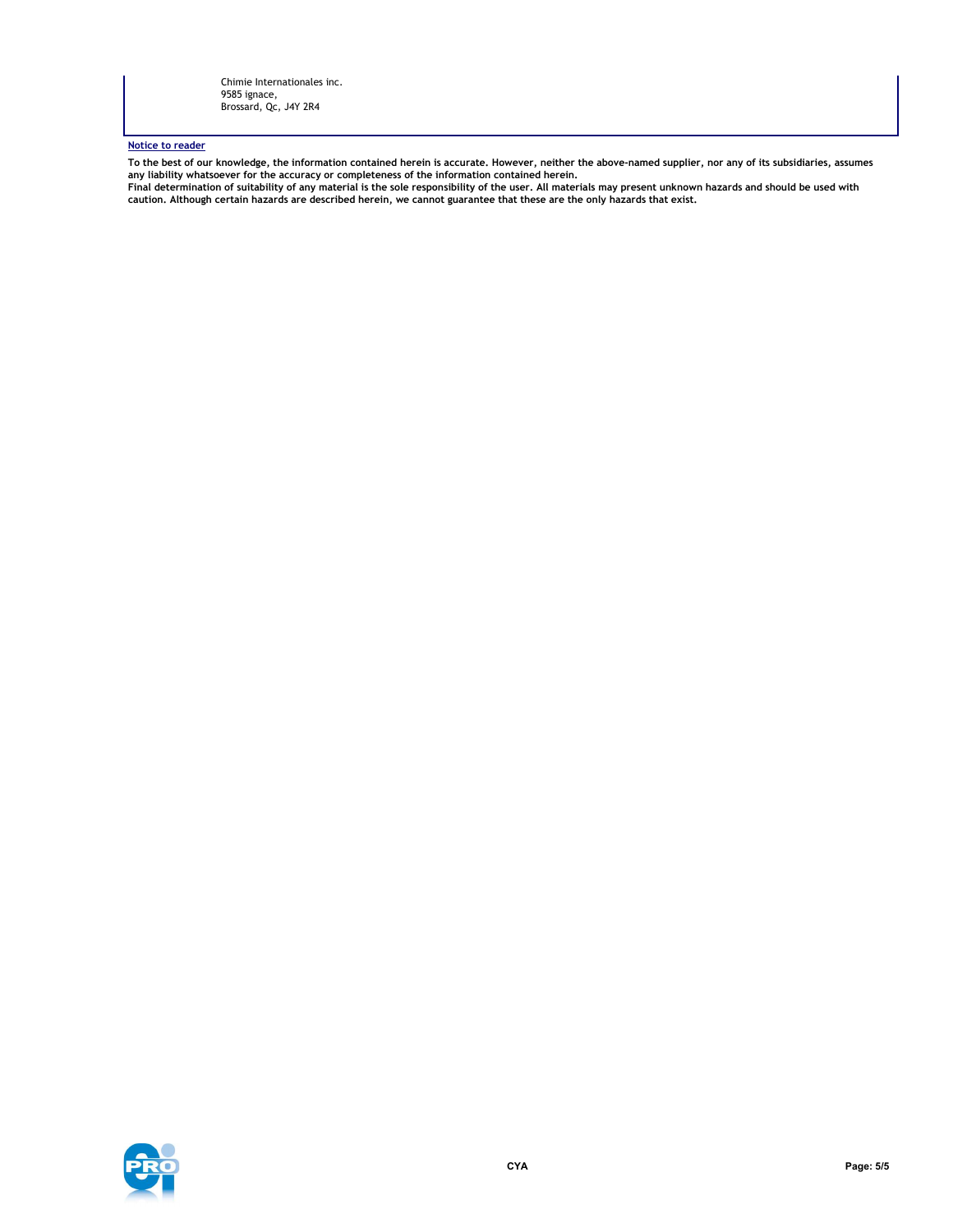Chimie Internationales inc.
9585 ignace,
Brossard, Qc, J4Y 2R4

**Notice to reader**

**To the best of our knowledge, the information contained herein is accurate. However, neither the above-named supplier, nor any of its subsidiaries, assumes any liability whatsoever for the accuracy or completeness of the information contained herein.**
**Final determination of suitability of any material is the sole responsibility of the user. All materials may present unknown hazards and should be used with caution. Although certain hazards are described herein, we cannot guarantee that these are the only hazards that exist.**